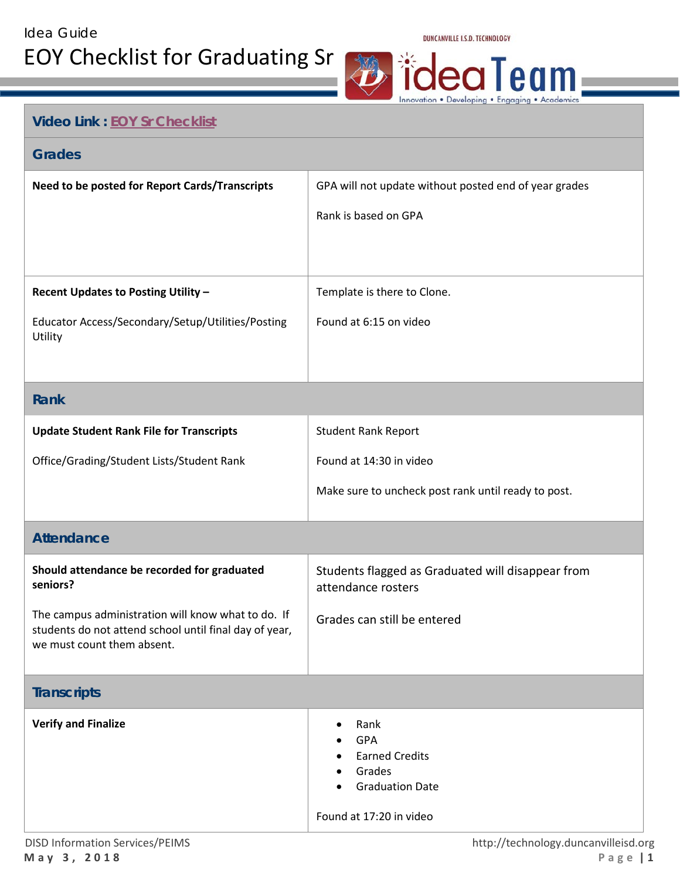Idea Guide

# EOY Checklist for Graduating Sr

DUNCANVILLE I.S.D. TECHNOLOGY

ideaTeam

Innovation • Developing • Engaging • Academics

| **Video Link : EOY Sr Checklist** | |
|---|---|
| **Grades** | |
| **Need to be posted for Report Cards/Transcripts** | GPA will not update without posted end of year grades<br><br>Rank is based on GPA |
| **Recent Updates to Posting Utility –**<br><br>Educator Access/Secondary/Setup/Utilities/Posting Utility | Template is there to Clone.<br><br>Found at 6:15 on video |
| **Rank** | |
| **Update Student Rank File for Transcripts**<br><br>Office/Grading/Student Lists/Student Rank | Student Rank Report<br><br>Found at 14:30 in video<br><br>Make sure to uncheck post rank until ready to post. |
| **Attendance** | |
| **Should attendance be recorded for graduated seniors?**<br><br>The campus administration will know what to do. If students do not attend school until final day of year, we must count them absent. | Students flagged as Graduated will disappear from attendance rosters<br><br>Grades can still be entered |
| **Transcripts** | |
| **Verify and Finalize** | • Rank<br>• GPA<br>• Earned Credits<br>• Grades<br>• Graduation Date<br><br>Found at 17:20 in video |

DISD Information Services/PEIMS

May 3, 2018

http://technology.duncanvilleisd.org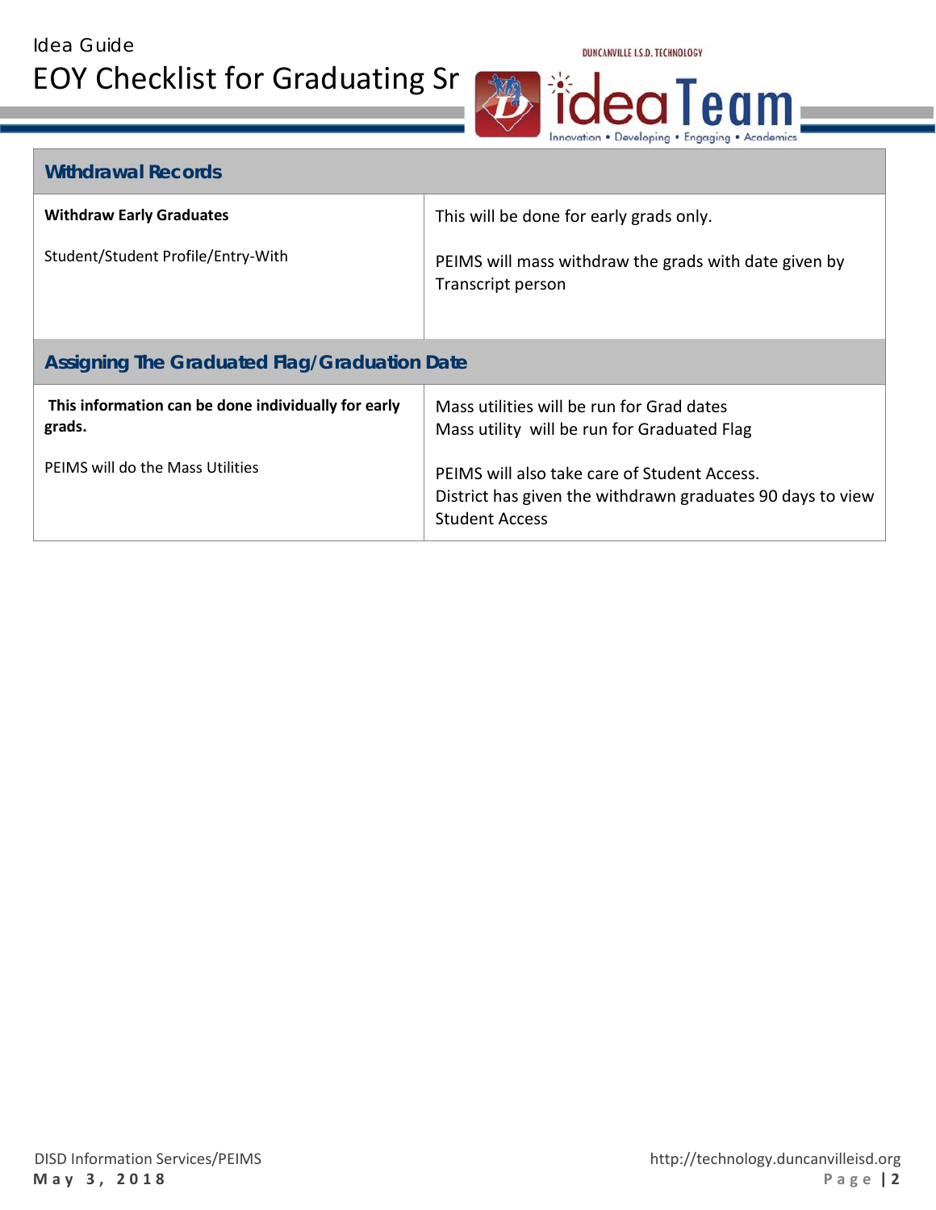| Withdrawal Records | |
| --- | --- |
| **Withdraw Early Graduates**<br><br>Student/Student Profile/Entry-With | This will be done for early grads only.<br><br>PEIMS will mass withdraw the grads with date given by Transcript person |
| **Assigning The Graduated Flag/Graduation Date** | |
| **This information can be done individually for early grads.**<br><br>PEIMS will do the Mass Utilities | Mass utilities will be run for Grad dates<br>Mass utility will be run for Graduated Flag<br><br>PEIMS will also take care of Student Access.<br>District has given the withdrawn graduates 90 days to view Student Access |